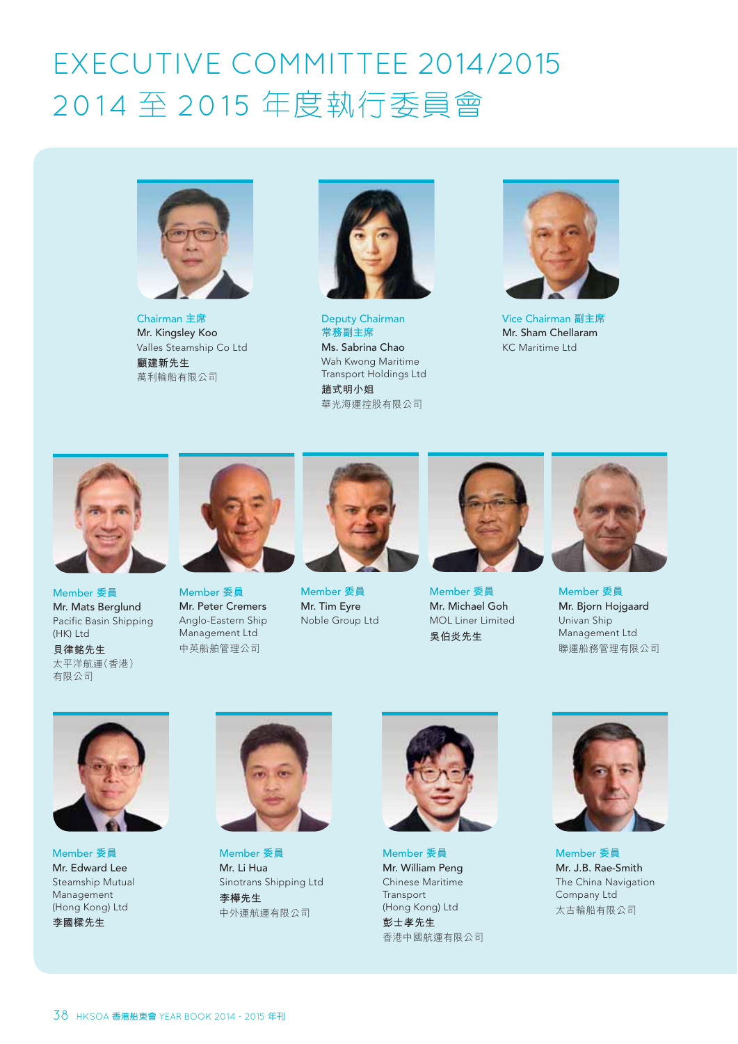# EXECUTIVE COMMITTEE 2014/2015
# 2014 至 2015 年度執行委員會

**Chairman 主席**
Mr. Kingsley Koo
Valles Steamship Co Ltd
**顧建新先生**
萬利輪船有限公司

**Deputy Chairman**
**常務副主席**
Ms. Sabrina Chao
Wah Kwong Maritime Transport Holdings Ltd
**趙式明小姐**
華光海運控股有限公司

**Vice Chairman 副主席**
Mr. Sham Chellaram
KC Maritime Ltd

**Member 委員**
Mr. Mats Berglund
Pacific Basin Shipping (HK) Ltd
**貝律銘先生**
太平洋航運(香港)有限公司

**Member 委員**
Mr. Peter Cremers
Anglo-Eastern Ship Management Ltd
中英船舶管理公司

**Member 委員**
Mr. Tim Eyre
Noble Group Ltd

**Member 委員**
Mr. Michael Goh
MOL Liner Limited
**吳伯炎先生**

**Member 委員**
Mr. Bjorn Hojgaard
Univan Ship Management Ltd
聯運船務管理有限公司

**Member 委員**
Mr. Edward Lee
Steamship Mutual Management (Hong Kong) Ltd
**李國樑先生**

**Member 委員**
Mr. Li Hua
Sinotrans Shipping Ltd
**李樺先生**
中外運航運有限公司

**Member 委員**
Mr. William Peng
Chinese Maritime Transport (Hong Kong) Ltd
**彭士孝先生**
香港中國航運有限公司

**Member 委員**
Mr. J.B. Rae-Smith
The China Navigation Company Ltd
太古輪船有限公司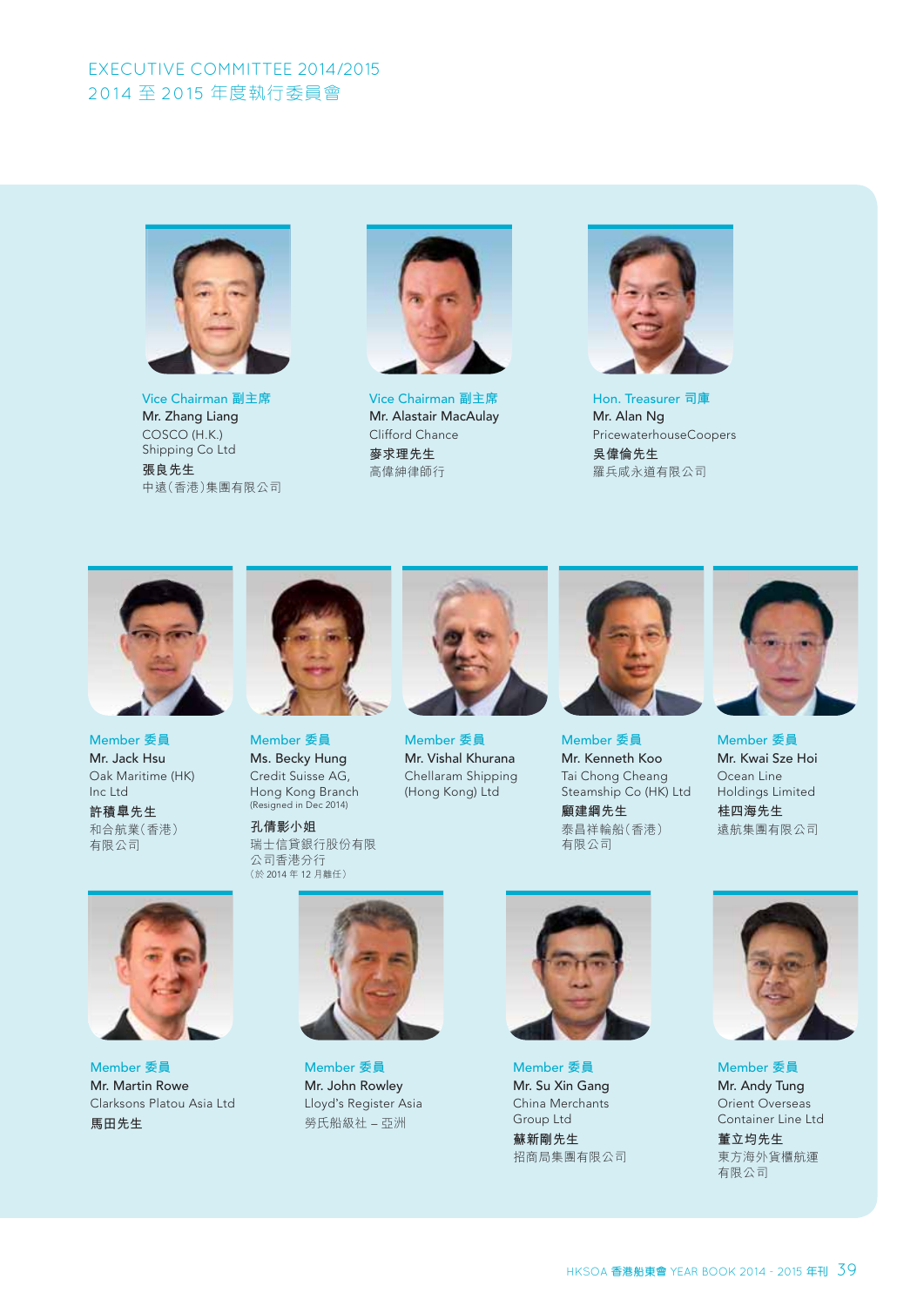# EXECUTIVE COMMITTEE 2014/2015
# 2014 至 2015 年度執行委員會

Vice Chairman 副主席
Mr. Zhang Liang
COSCO (H.K.) Shipping Co Ltd
**張良先生**
中遠(香港)集團有限公司

Vice Chairman 副主席
Mr. Alastair MacAulay
Clifford Chance
**麥求理先生**
高偉紳律師行

Hon. Treasurer 司庫
Mr. Alan Ng
PricewaterhouseCoopers
**吳偉倫先生**
羅兵咸永道有限公司

Member 委員
Mr. Jack Hsu
Oak Maritime (HK) Inc Ltd
**許積皐先生**
和合航業(香港)有限公司

Member 委員
Ms. Becky Hung
Credit Suisse AG, Hong Kong Branch
(Resigned in Dec 2014)
**孔倩影小姐**
瑞士信貸銀行股份有限公司香港分行
(於 2014 年 12 月離任)

Member 委員
Mr. Vishal Khurana
Chellaram Shipping (Hong Kong) Ltd

Member 委員
Mr. Kenneth Koo
Tai Chong Cheang Steamship Co (HK) Ltd
**顧建綱先生**
泰昌祥輪船(香港)有限公司

Member 委員
Mr. Kwai Sze Hoi
Ocean Line Holdings Limited
**桂四海先生**
遠航集團有限公司

Member 委員
Mr. Martin Rowe
Clarksons Platou Asia Ltd
**馬田先生**

Member 委員
Mr. John Rowley
Lloyd's Register Asia
勞氏船級社 – 亞洲

Member 委員
Mr. Su Xin Gang
China Merchants Group Ltd
**蘇新剛先生**
招商局集團有限公司

Member 委員
Mr. Andy Tung
Orient Overseas Container Line Ltd
**董立均先生**
東方海外貨櫃航運有限公司